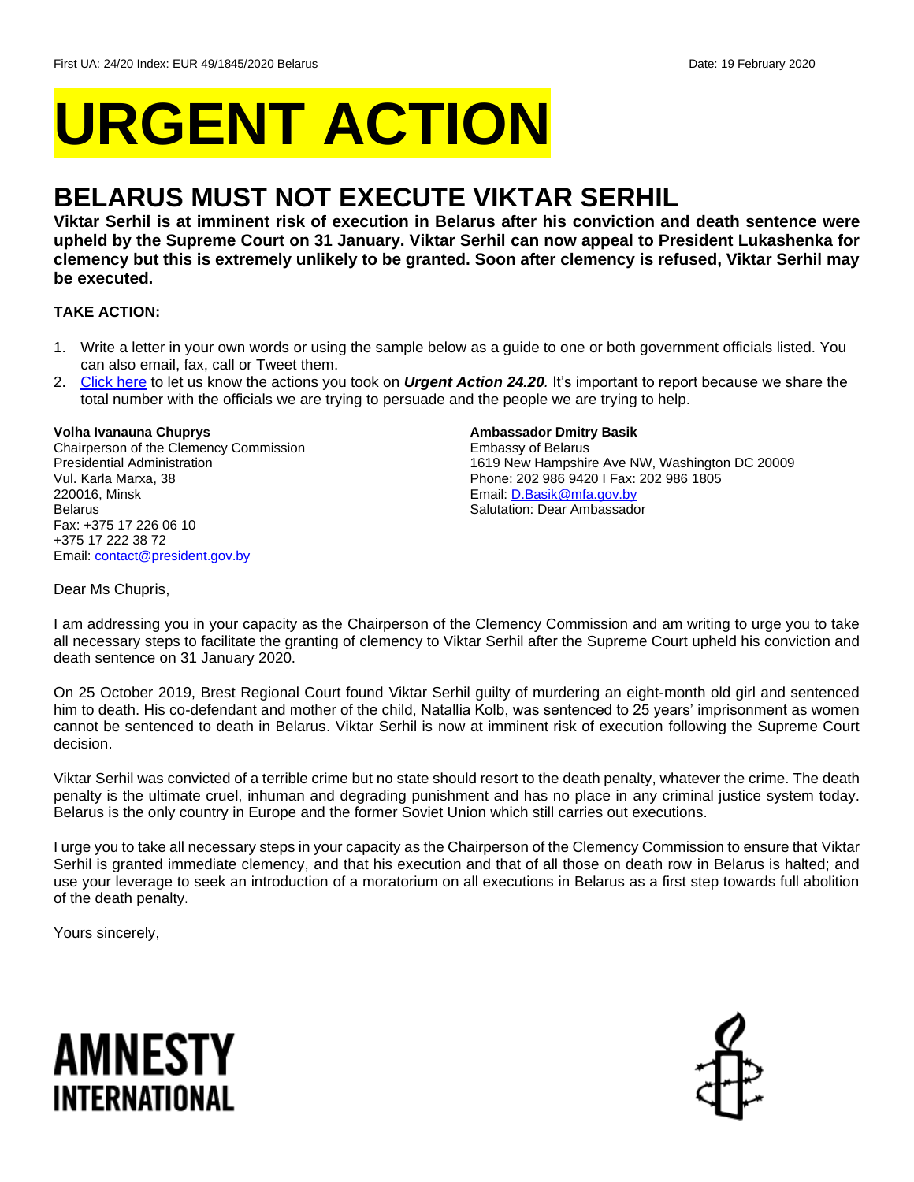First UA: 24/20 Index: EUR 49/1845/2020 Belarus Date: 19 February 2020

# URGENT ACTION

## BELARUS MUST NOT EXECUTE VIKTAR SERHIL

**Viktar Serhil is at imminent risk of execution in Belarus after his conviction and death sentence were upheld by the Supreme Court on 31 January. Viktar Serhil can now appeal to President Lukashenka for clemency but this is extremely unlikely to be granted. Soon after clemency is refused, Viktar Serhil may be executed.**

**TAKE ACTION:**

1. Write a letter in your own words or using the sample below as a guide to one or both government officials listed. You can also email, fax, call or Tweet them.
2. Click here to let us know the actions you took on ***Urgent Action 24.20.*** It's important to report because we share the total number with the officials we are trying to persuade and the people we are trying to help.

**Volha Ivanauna Chuprys**
Chairperson of the Clemency Commission
Presidential Administration
Vul. Karla Marxa, 38
220016, Minsk
Belarus
Fax: +375 17 226 06 10
+375 17 222 38 72
Email: contact@president.gov.by

**Ambassador Dmitry Basik**
Embassy of Belarus
1619 New Hampshire Ave NW, Washington DC 20009
Phone: 202 986 9420 I Fax: 202 986 1805
Email: D.Basik@mfa.gov.by
Salutation: Dear Ambassador

Dear Ms Chupris,

I am addressing you in your capacity as the Chairperson of the Clemency Commission and am writing to urge you to take all necessary steps to facilitate the granting of clemency to Viktar Serhil after the Supreme Court upheld his conviction and death sentence on 31 January 2020.

On 25 October 2019, Brest Regional Court found Viktar Serhil guilty of murdering an eight-month old girl and sentenced him to death. His co-defendant and mother of the child, Natallia Kolb, was sentenced to 25 years' imprisonment as women cannot be sentenced to death in Belarus. Viktar Serhil is now at imminent risk of execution following the Supreme Court decision.

Viktar Serhil was convicted of a terrible crime but no state should resort to the death penalty, whatever the crime. The death penalty is the ultimate cruel, inhuman and degrading punishment and has no place in any criminal justice system today. Belarus is the only country in Europe and the former Soviet Union which still carries out executions.

I urge you to take all necessary steps in your capacity as the Chairperson of the Clemency Commission to ensure that Viktar Serhil is granted immediate clemency, and that his execution and that of all those on death row in Belarus is halted; and use your leverage to seek an introduction of a moratorium on all executions in Belarus as a first step towards full abolition of the death penalty.

Yours sincerely,

AMNESTY INTERNATIONAL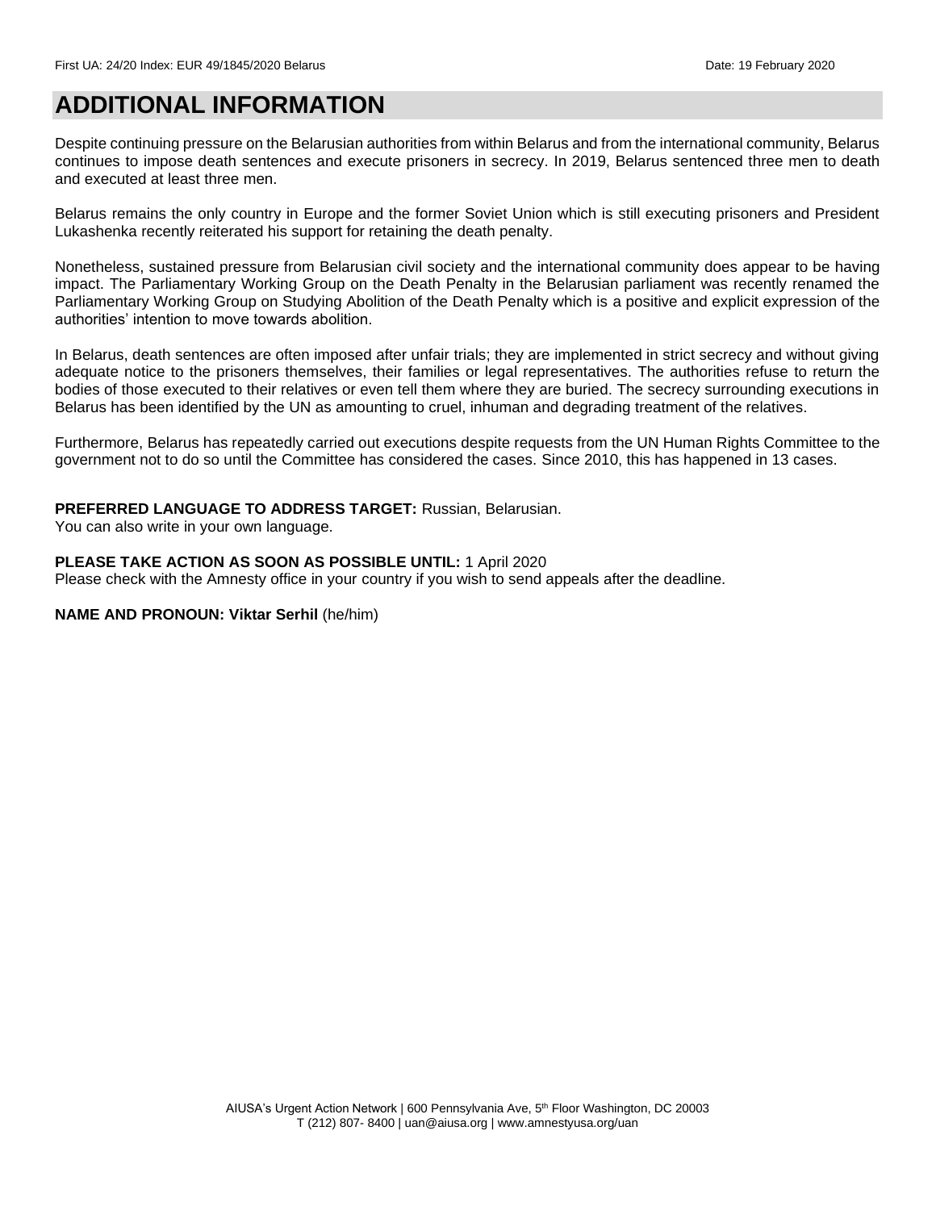## ADDITIONAL INFORMATION

Despite continuing pressure on the Belarusian authorities from within Belarus and from the international community, Belarus continues to impose death sentences and execute prisoners in secrecy. In 2019, Belarus sentenced three men to death and executed at least three men.

Belarus remains the only country in Europe and the former Soviet Union which is still executing prisoners and President Lukashenka recently reiterated his support for retaining the death penalty.

Nonetheless, sustained pressure from Belarusian civil society and the international community does appear to be having impact. The Parliamentary Working Group on the Death Penalty in the Belarusian parliament was recently renamed the Parliamentary Working Group on Studying Abolition of the Death Penalty which is a positive and explicit expression of the authorities' intention to move towards abolition.

In Belarus, death sentences are often imposed after unfair trials; they are implemented in strict secrecy and without giving adequate notice to the prisoners themselves, their families or legal representatives. The authorities refuse to return the bodies of those executed to their relatives or even tell them where they are buried. The secrecy surrounding executions in Belarus has been identified by the UN as amounting to cruel, inhuman and degrading treatment of the relatives.

Furthermore, Belarus has repeatedly carried out executions despite requests from the UN Human Rights Committee to the government not to do so until the Committee has considered the cases. Since 2010, this has happened in 13 cases.

**PREFERRED LANGUAGE TO ADDRESS TARGET:** Russian, Belarusian.
You can also write in your own language.

**PLEASE TAKE ACTION AS SOON AS POSSIBLE UNTIL:** 1 April 2020
Please check with the Amnesty office in your country if you wish to send appeals after the deadline.

**NAME AND PRONOUN: Viktar Serhil** (he/him)